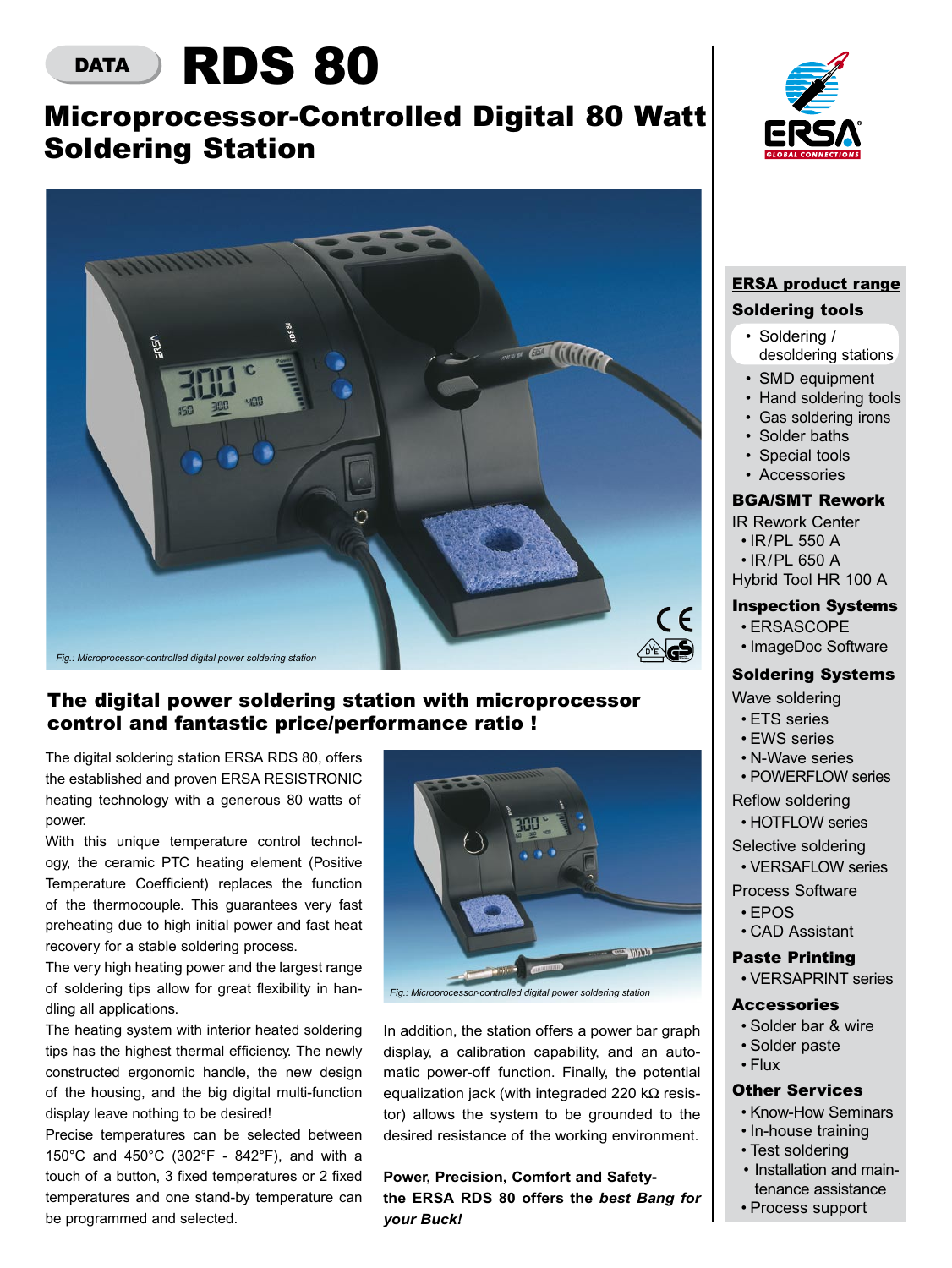DATA

# RDS 80

## Microprocessor-Controlled Digital 80 Watt Soldering Station

Fig.: Microprocessor-controlled digital power soldering station

### The digital power soldering station with microprocessor control and fantastic price/performance ratio !

The digital soldering station ERSA RDS 80, offers the established and proven ERSA RESISTRONIC heating technology with a generous 80 watts of power.

With this unique temperature control technology, the ceramic PTC heating element (Positive Temperature Coefficient) replaces the function of the thermocouple. This guarantees very fast preheating due to high initial power and fast heat recovery for a stable soldering process.

The very high heating power and the largest range of soldering tips allow for great flexibility in handling all applications.

The heating system with interior heated soldering tips has the highest thermal efficiency. The newly constructed ergonomic handle, the new design of the housing, and the big digital multi-function display leave nothing to be desired!

Precise temperatures can be selected between 150°C and 450°C (302°F - 842°F), and with a touch of a button, 3 fixed temperatures or 2 fixed temperatures and one stand-by temperature can be programmed and selected.

Fig.: Microprocessor-controlled digital power soldering station

In addition, the station offers a power bar graph display, a calibration capability, and an automatic power-off function. Finally, the potential equalization jack (with integrated 220 kΩ resistor) allows the system to be grounded to the desired resistance of the working environment.

**Power, Precision, Comfort and Safety- the ERSA RDS 80 offers the *best Bang for your Buck!***

---

**ERSA product range**

**Soldering tools**
- Soldering / desoldering stations
- SMD equipment
- Hand soldering tools
- Gas soldering irons
- Solder baths
- Special tools
- Accessories

**BGA/SMT Rework**

IR Rework Center
- IR/PL 550 A
- IR/PL 650 A

Hybrid Tool HR 100 A

**Inspection Systems**
- ERSASCOPE
- ImageDoc Software

**Soldering Systems**

Wave soldering
- ETS series
- EWS series
- N-Wave series
- POWERFLOW series

Reflow soldering
- HOTFLOW series

Selective soldering
- VERSAFLOW series

Process Software
- EPOS
- CAD Assistant

**Paste Printing**
- VERSAPRINT series

**Accessories**
- Solder bar & wire
- Solder paste
- Flux

**Other Services**
- Know-How Seminars
- In-house training
- Test soldering
- Installation and maintenance assistance
- Process support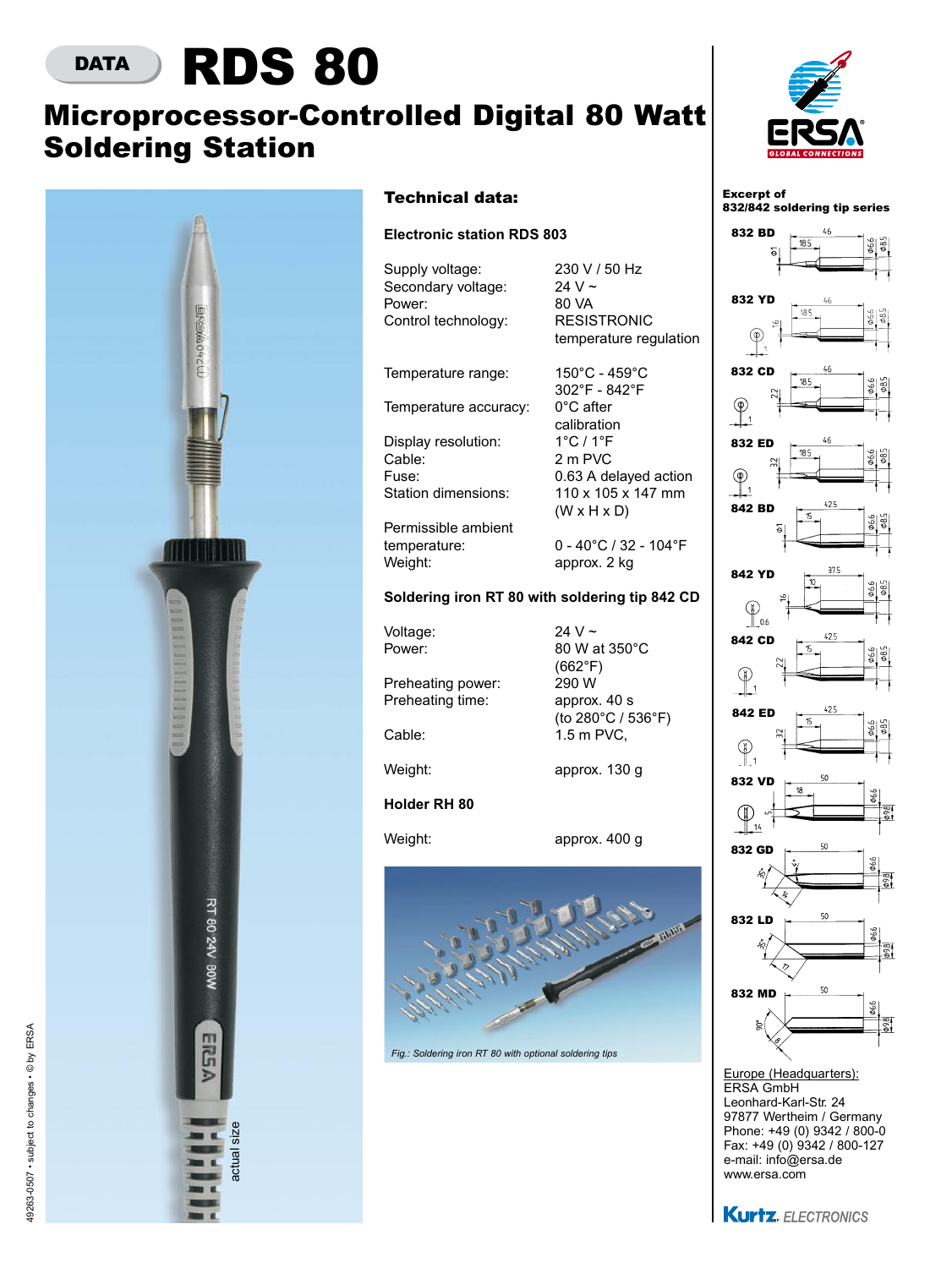DATA

# RDS 80

## Microprocessor-Controlled Digital 80 Watt Soldering Station

### Technical data:

#### Electronic station RDS 803

| | |
|---|---|
| Supply voltage: | 230 V / 50 Hz |
| Secondary voltage: | 24 V ~ |
| Power: | 80 VA |
| Control technology: | RESISTRONIC temperature regulation |
| Temperature range: | 150°C - 459°C<br>302°F - 842°F |
| Temperature accuracy: | 0°C after calibration |
| Display resolution: | 1°C / 1°F |
| Cable: | 2 m PVC |
| Fuse: | 0.63 A delayed action |
| Station dimensions: | 110 x 105 x 147 mm (W x H x D) |
| Permissible ambient temperature: | 0 - 40°C / 32 - 104°F |
| Weight: | approx. 2 kg |

#### Soldering iron RT 80 with soldering tip 842 CD

| | |
|---|---|
| Voltage: | 24 V ~ |
| Power: | 80 W at 350°C (662°F) |
| Preheating power: | 290 W |
| Preheating time: | approx. 40 s (to 280°C / 536°F) |
| Cable: | 1.5 m PVC, |
| Weight: | approx. 130 g |

#### Holder RH 80

| | |
|---|---|
| Weight: | approx. 400 g |

*Fig.: Soldering iron RT 80 with optional soldering tips*

actual size

**Excerpt of 832/842 soldering tip series**

832 BD
46
18.5
ø1
ø6.6
ø8.5

832 YD
46
18.5
1.6
1
ø6.6
ø8.5

832 CD
46
18.5
2.2
1
ø6.6
ø8.5

832 ED
46
18.5
3.2
1
ø6.6
ø8.5

842 BD
42.5
15
ø1
ø6.6
ø8.5

842 YD
37.5
10
1.6
0.6
ø6.6
ø8.5

842 CD
42.5
15
2.2
1
ø6.6
ø8.5

842 ED
42.5
15
3.2
1
ø6.6
ø8.5

832 VD
50
18
5
1.4
ø6.6
ø9.8

832 GD
50
35°
4
14
ø6.6
ø9.8

832 LD
50
35°
17
ø6.6
ø9.8

832 MD
50
90°
8
ø6.6
ø9.8

Europe (Headquarters):
ERSA GmbH
Leonhard-Karl-Str. 24
97877 Wertheim / Germany
Phone: +49 (0) 9342 / 800-0
Fax: +49 (0) 9342 / 800-127
e-mail: info@ersa.de
www.ersa.com

Kurtz ELECTRONICS

49263-0507 • subject to changes • © by ERSA